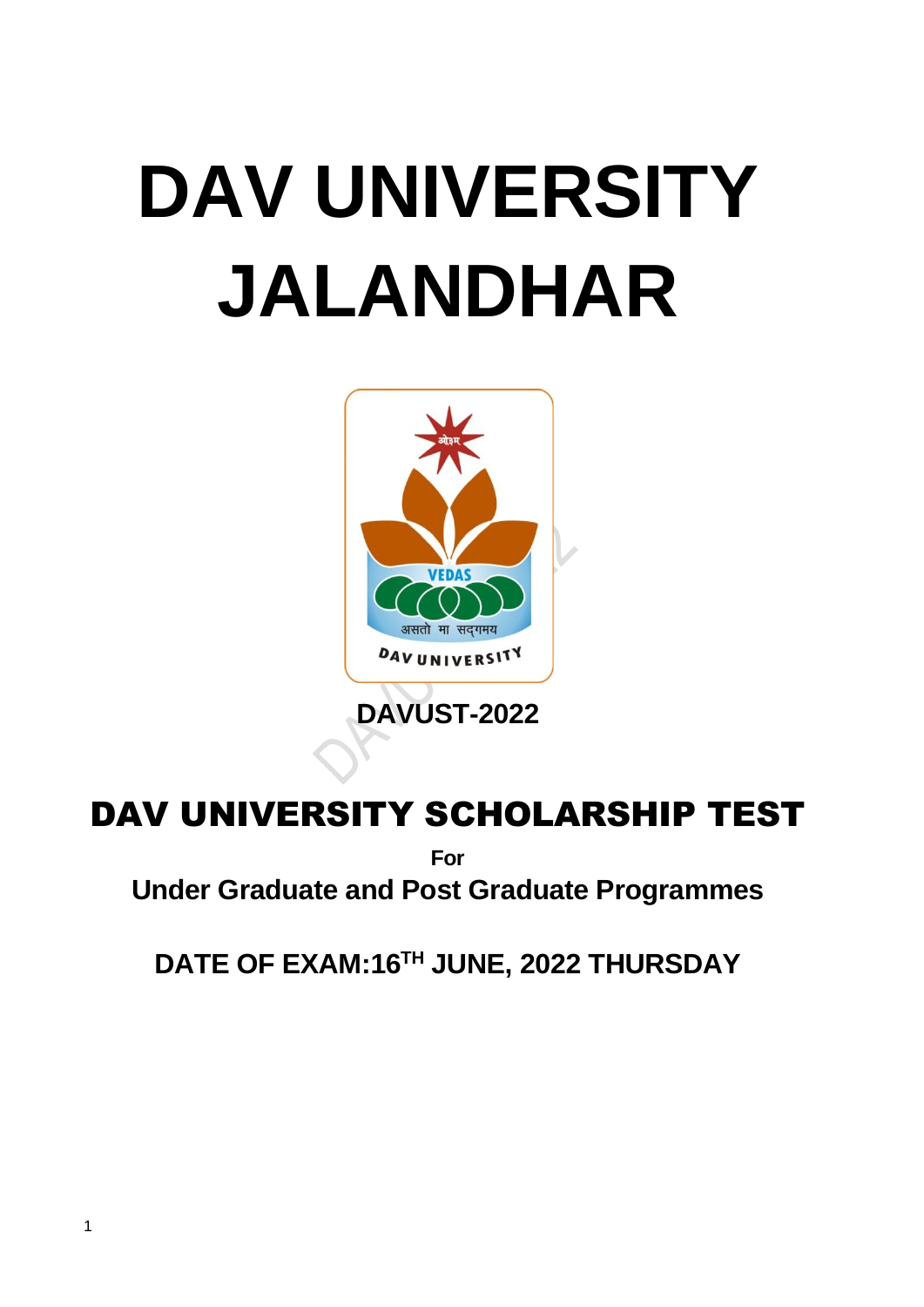# DAV UNIVERSITY JALANDHAR

**DAVUST-2022**

## DAV UNIVERSITY SCHOLARSHIP TEST

**For**

**Under Graduate and Post Graduate Programmes**

**DATE OF EXAM:16TH JUNE, 2022 THURSDAY**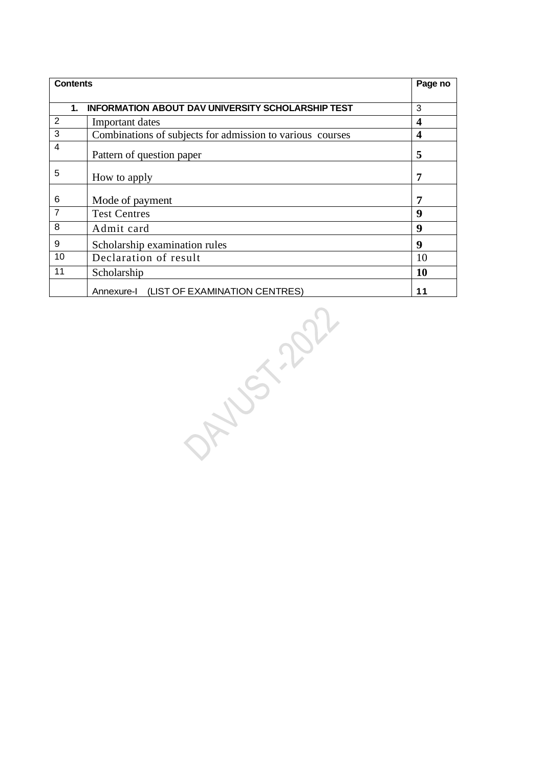| Contents | | Page no |
|---|---|---|
| 1. | **INFORMATION ABOUT DAV UNIVERSITY SCHOLARSHIP TEST** | 3 |
| 2 | Important dates | **4** |
| 3 | Combinations of subjects for admission to various courses | **4** |
| 4 | Pattern of question paper | **5** |
| 5 | How to apply | **7** |
| 6 | Mode of payment | **7** |
| 7 | Test Centres | **9** |
| 8 | Admit card | **9** |
| 9 | Scholarship examination rules | **9** |
| 10 | Declaration of result | 10 |
| 11 | Scholarship | **10** |
| | Annexure-I (LIST OF EXAMINATION CENTRES) | **11** |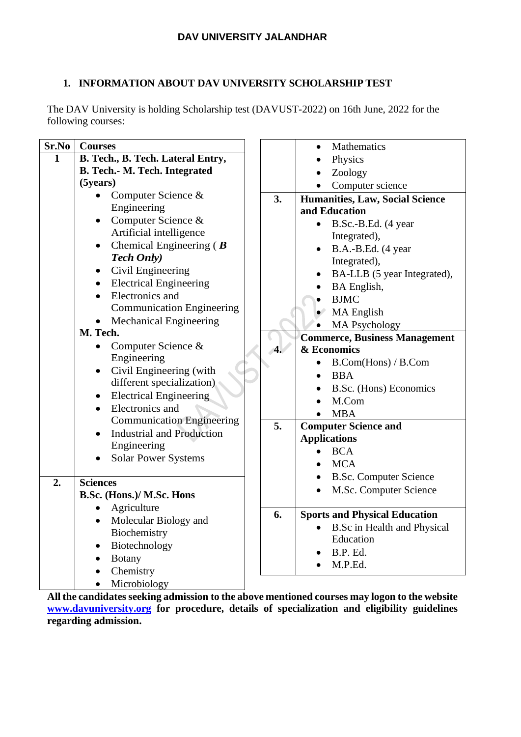DAV UNIVERSITY JALANDHAR

## 1. INFORMATION ABOUT DAV UNIVERSITY SCHOLARSHIP TEST

The DAV University is holding Scholarship test (DAVUST-2022) on 16th June, 2022 for the following courses:

| Sr.No | Courses |
|---|---|
| 1 | **B. Tech., B. Tech. Lateral Entry, B. Tech.- M. Tech. Integrated (5years)**<br>• Computer Science & Engineering<br>• Computer Science & Artificial intelligence<br>• Chemical Engineering ( ***B Tech Only)***<br>• Civil Engineering<br>• Electrical Engineering<br>• Electronics and Communication Engineering<br>• Mechanical Engineering<br>**M. Tech.**<br>• Computer Science & Engineering<br>• Civil Engineering (with different specialization)<br>• Electrical Engineering<br>• Electronics and Communication Engineering<br>• Industrial and Production Engineering<br>• Solar Power Systems |
| 2. | **Sciences**<br>**B.Sc. (Hons.)/ M.Sc. Hons**<br>• Agriculture<br>• Molecular Biology and Biochemistry<br>• Biotechnology<br>• Botany<br>• Chemistry<br>• Microbiology<br>• Mathematics<br>• Physics<br>• Zoology<br>• Computer science |
| 3. | **Humanities, Law, Social Science and Education**<br>• B.Sc.-B.Ed. (4 year Integrated),<br>• B.A.-B.Ed. (4 year Integrated),<br>• BA-LLB (5 year Integrated),<br>• BA English,<br>• BJMC<br>• MA English<br>• MA Psychology |
| 4. | **Commerce, Business Management & Economics**<br>• B.Com(Hons) / B.Com<br>• BBA<br>• B.Sc. (Hons) Economics<br>• M.Com<br>• MBA |
| 5. | **Computer Science and Applications**<br>• BCA<br>• MCA<br>• B.Sc. Computer Science<br>• M.Sc. Computer Science |
| 6. | **Sports and Physical Education**<br>• B.Sc in Health and Physical Education<br>• B.P. Ed.<br>• M.P.Ed. |

**All the candidates seeking admission to the above mentioned courses may logon to the website [www.davuniversity.org](http://www.davuniversity.org) for procedure, details of specialization and eligibility guidelines regarding admission.**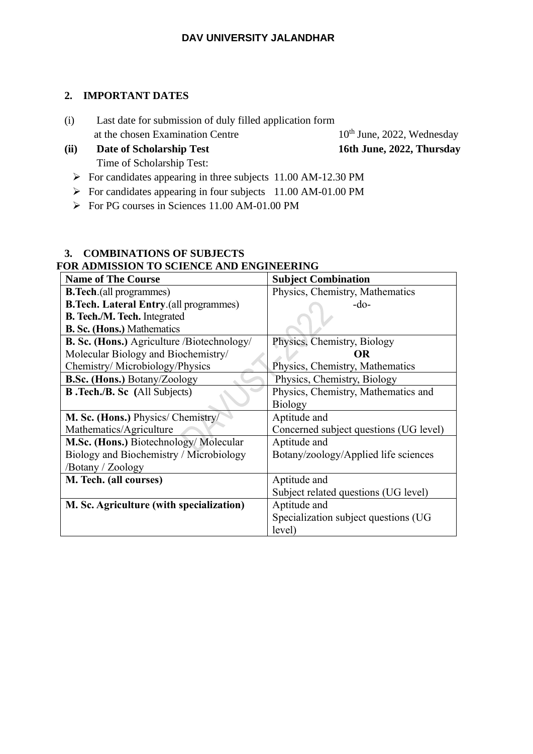## 2. IMPORTANT DATES

(i) Last date for submission of duly filled application form at the chosen Examination Centre — 10th June, 2022, Wednesday

**(ii) Date of Scholarship Test — 16th June, 2022, Thursday**

Time of Scholarship Test:

- For candidates appearing in three subjects 11.00 AM-12.30 PM
- For candidates appearing in four subjects 11.00 AM-01.00 PM
- For PG courses in Sciences 11.00 AM-01.00 PM

## 3. COMBINATIONS OF SUBJECTS

**FOR ADMISSION TO SCIENCE AND ENGINEERING**

| Name of The Course | Subject Combination |
|---|---|
| **B.Tech**.(all programmes)<br>**B.Tech. Lateral Entry**.(all programmes)<br>**B. Tech./M. Tech.** Integrated<br>**B. Sc. (Hons.)** Mathematics | Physics, Chemistry, Mathematics<br>-do- |
| **B. Sc. (Hons.)** Agriculture /Biotechnology/ Molecular Biology and Biochemistry/ Chemistry/ Microbiology/Physics | Physics, Chemistry, Biology<br>**OR**<br>Physics, Chemistry, Mathematics |
| **B.Sc. (Hons.)** Botany/Zoology | Physics, Chemistry, Biology |
| **B .Tech./B. Sc (**All Subjects) | Physics, Chemistry, Mathematics and Biology |
| **M. Sc. (Hons.)** Physics/ Chemistry/ Mathematics/Agriculture | Aptitude and<br>Concerned subject questions (UG level) |
| **M.Sc. (Hons.)** Biotechnology/ Molecular Biology and Biochemistry / Microbiology /Botany / Zoology | Aptitude and<br>Botany/zoology/Applied life sciences |
| **M. Tech. (all courses)** | Aptitude and<br>Subject related questions (UG level) |
| **M. Sc. Agriculture (with specialization)** | Aptitude and<br>Specialization subject questions (UG level) |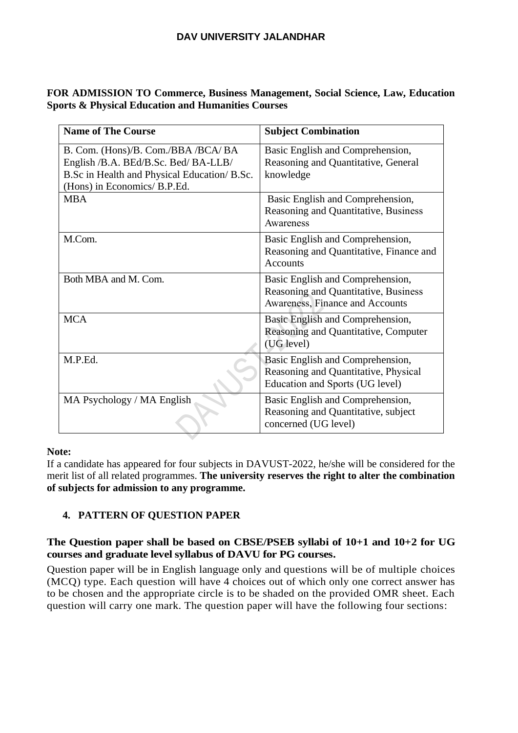**FOR ADMISSION TO Commerce, Business Management, Social Science, Law, Education Sports & Physical Education and Humanities Courses**

| Name of The Course | Subject Combination |
|---|---|
| B. Com. (Hons)/B. Com./BBA /BCA/ BA English /B.A. BEd/B.Sc. Bed/ BA-LLB/ B.Sc in Health and Physical Education/ B.Sc. (Hons) in Economics/ B.P.Ed. | Basic English and Comprehension, Reasoning and Quantitative, General knowledge |
| MBA | Basic English and Comprehension, Reasoning and Quantitative, Business Awareness |
| M.Com. | Basic English and Comprehension, Reasoning and Quantitative, Finance and Accounts |
| Both MBA and M. Com. | Basic English and Comprehension, Reasoning and Quantitative, Business Awareness, Finance and Accounts |
| MCA | Basic English and Comprehension, Reasoning and Quantitative, Computer (UG level) |
| M.P.Ed. | Basic English and Comprehension, Reasoning and Quantitative, Physical Education and Sports (UG level) |
| MA Psychology / MA English | Basic English and Comprehension, Reasoning and Quantitative, subject concerned (UG level) |

**Note:**

If a candidate has appeared for four subjects in DAVUST-2022, he/she will be considered for the merit list of all related programmes. **The university reserves the right to alter the combination of subjects for admission to any programme.**

## 4. PATTERN OF QUESTION PAPER

**The Question paper shall be based on CBSE/PSEB syllabi of 10+1 and 10+2 for UG courses and graduate level syllabus of DAVU for PG courses.**

Question paper will be in English language only and questions will be of multiple choices (MCQ) type. Each question will have 4 choices out of which only one correct answer has to be chosen and the appropriate circle is to be shaded on the provided OMR sheet. Each question will carry one mark. The question paper will have the following four sections: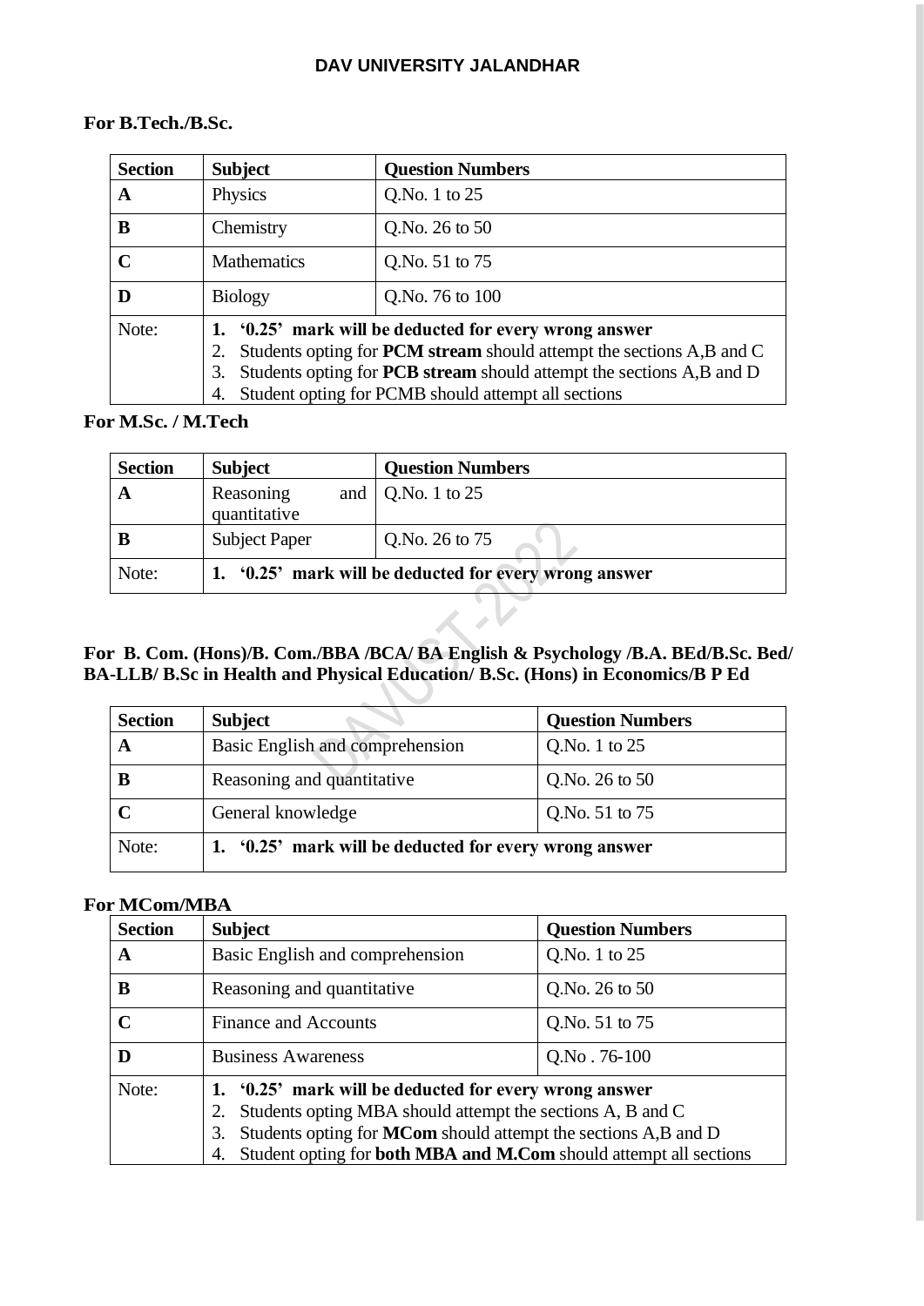# DAV UNIVERSITY JALANDHAR

**For B.Tech./B.Sc.**

| **Section** | **Subject** | **Question Numbers** |
|---|---|---|
| **A** | Physics | Q.No. 1 to 25 |
| **B** | Chemistry | Q.No. 26 to 50 |
| **C** | Mathematics | Q.No. 51 to 75 |
| **D** | Biology | Q.No. 76 to 100 |
| Note: | 1. **'0.25' mark will be deducted for every wrong answer**<br>2. Students opting for **PCM stream** should attempt the sections A,B and C<br>3. Students opting for **PCB stream** should attempt the sections A,B and D<br>4. Student opting for PCMB should attempt all sections | |

**For M.Sc. / M.Tech**

| **Section** | **Subject** | **Question Numbers** |
|---|---|---|
| **A** | Reasoning and quantitative | Q.No. 1 to 25 |
| **B** | Subject Paper | Q.No. 26 to 75 |
| Note: | 1. **'0.25' mark will be deducted for every wrong answer** | |

**For B. Com. (Hons)/B. Com./BBA /BCA/ BA English & Psychology /B.A. BEd/B.Sc. Bed/ BA-LLB/ B.Sc in Health and Physical Education/ B.Sc. (Hons) in Economics/B P Ed**

| **Section** | **Subject** | **Question Numbers** |
|---|---|---|
| **A** | Basic English and comprehension | Q.No. 1 to 25 |
| **B** | Reasoning and quantitative | Q.No. 26 to 50 |
| **C** | General knowledge | Q.No. 51 to 75 |
| Note: | 1. **'0.25' mark will be deducted for every wrong answer** | |

**For MCom/MBA**

| **Section** | **Subject** | **Question Numbers** |
|---|---|---|
| **A** | Basic English and comprehension | Q.No. 1 to 25 |
| **B** | Reasoning and quantitative | Q.No. 26 to 50 |
| **C** | Finance and Accounts | Q.No. 51 to 75 |
| **D** | Business Awareness | Q.No . 76-100 |
| Note: | 1. **'0.25' mark will be deducted for every wrong answer**<br>2. Students opting MBA should attempt the sections A, B and C<br>3. Students opting for **MCom** should attempt the sections A,B and D<br>4. Student opting for **both MBA and M.Com** should attempt all sections | |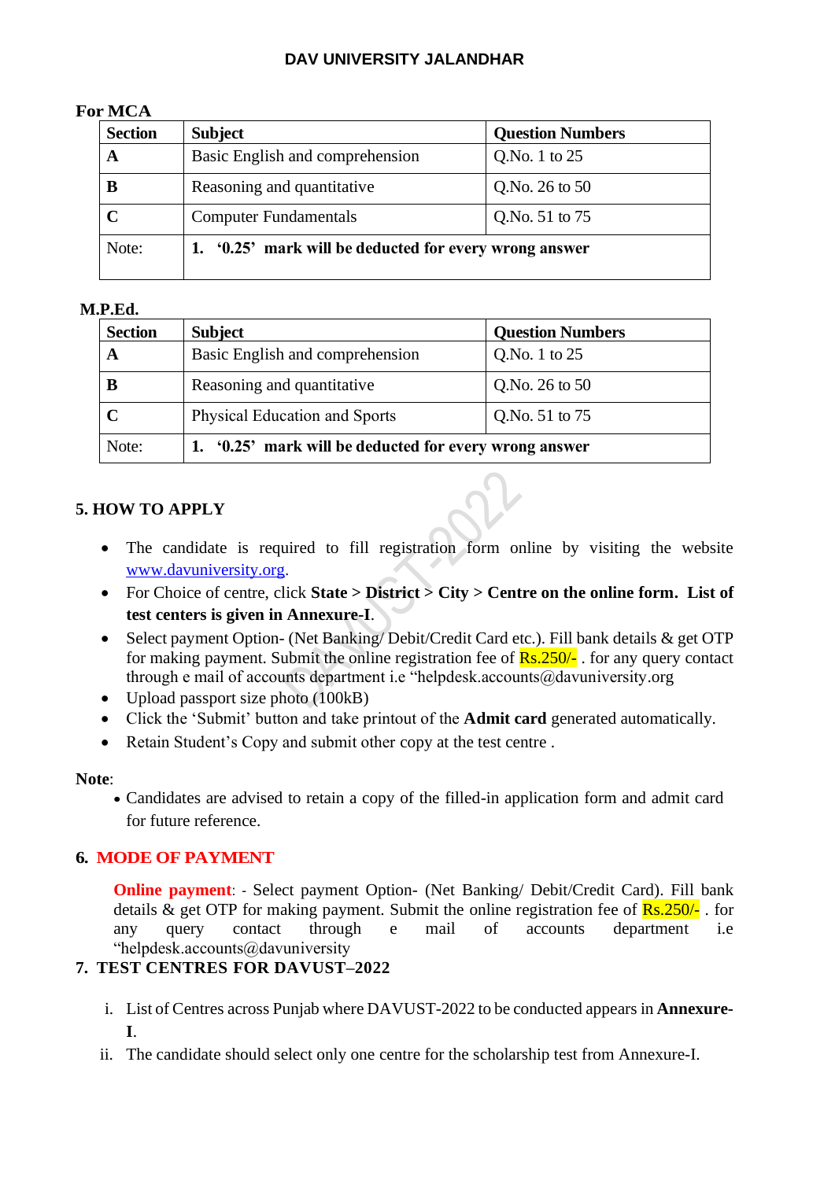DAV UNIVERSITY JALANDHAR

**For MCA**

| Section | Subject | Question Numbers |
|---|---|---|
| **A** | Basic English and comprehension | Q.No. 1 to 25 |
| **B** | Reasoning and quantitative | Q.No. 26 to 50 |
| **C** | Computer Fundamentals | Q.No. 51 to 75 |
| Note: | **1. '0.25' mark will be deducted for every wrong answer** | |

**M.P.Ed.**

| Section | Subject | Question Numbers |
|---|---|---|
| **A** | Basic English and comprehension | Q.No. 1 to 25 |
| **B** | Reasoning and quantitative | Q.No. 26 to 50 |
| **C** | Physical Education and Sports | Q.No. 51 to 75 |
| Note: | **1. '0.25' mark will be deducted for every wrong answer** | |

## 5. HOW TO APPLY

- The candidate is required to fill registration form online by visiting the website www.davuniversity.org.
- For Choice of centre, click **State > District > City > Centre on the online form. List of test centers is given in Annexure-I**.
- Select payment Option- (Net Banking/ Debit/Credit Card etc.). Fill bank details & get OTP for making payment. Submit the online registration fee of Rs.250/- . for any query contact through e mail of accounts department i.e "helpdesk.accounts@davuniversity.org
- Upload passport size photo (100kB)
- Click the 'Submit' button and take printout of the **Admit card** generated automatically.
- Retain Student's Copy and submit other copy at the test centre .

**Note**:

- Candidates are advised to retain a copy of the filled-in application form and admit card for future reference.

## 6. MODE OF PAYMENT

**Online payment**: - Select payment Option- (Net Banking/ Debit/Credit Card). Fill bank details & get OTP for making payment. Submit the online registration fee of Rs.250/- . for any query contact through e mail of accounts department i.e "helpdesk.accounts@davuniversity

## 7. TEST CENTRES FOR DAVUST–2022

i. List of Centres across Punjab where DAVUST-2022 to be conducted appears in **Annexure-I**.

ii. The candidate should select only one centre for the scholarship test from Annexure-I.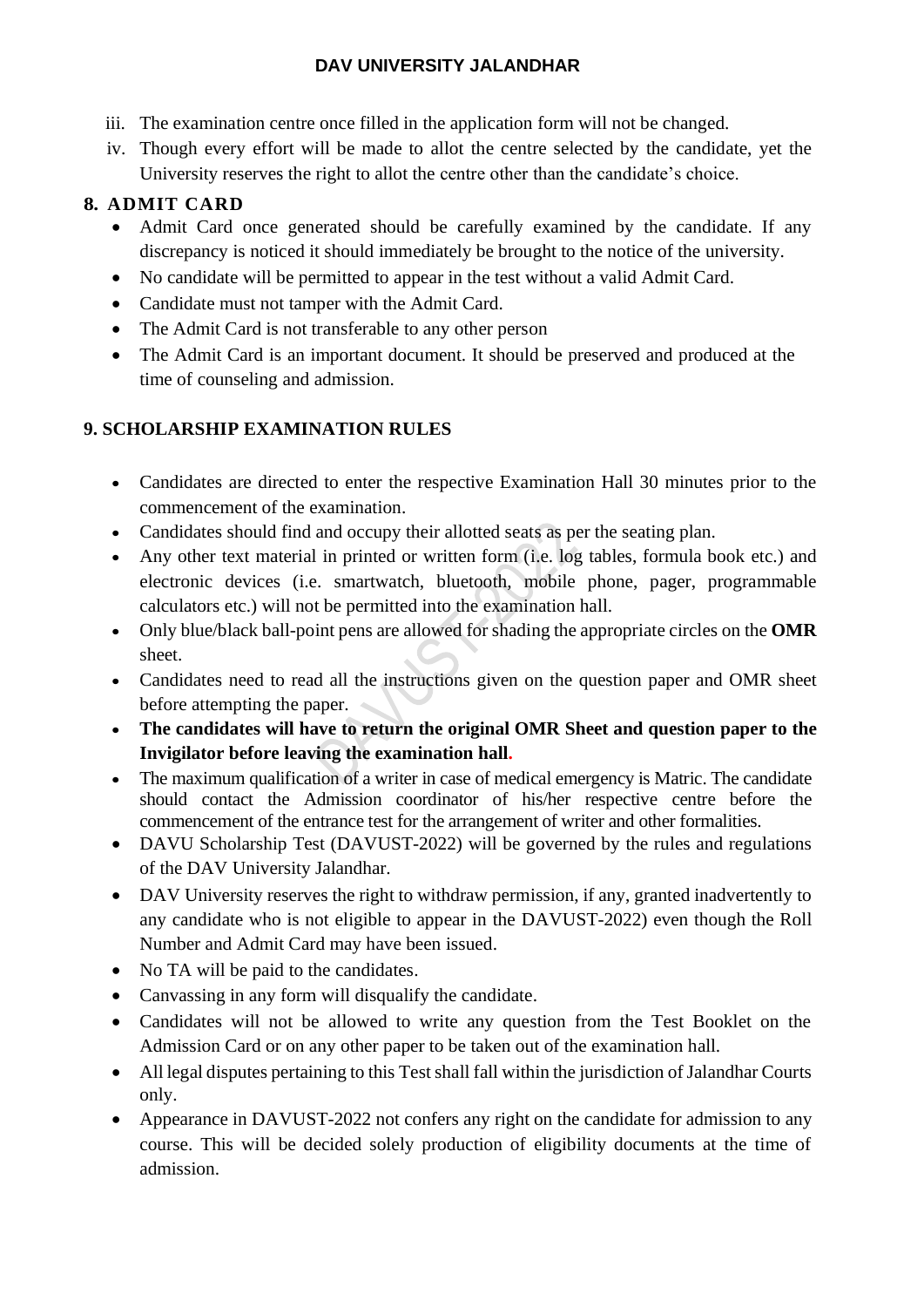iii. The examination centre once filled in the application form will not be changed.
iv. Though every effort will be made to allot the centre selected by the candidate, yet the University reserves the right to allot the centre other than the candidate's choice.

## 8. ADMIT CARD

- Admit Card once generated should be carefully examined by the candidate. If any discrepancy is noticed it should immediately be brought to the notice of the university.
- No candidate will be permitted to appear in the test without a valid Admit Card.
- Candidate must not tamper with the Admit Card.
- The Admit Card is not transferable to any other person
- The Admit Card is an important document. It should be preserved and produced at the time of counseling and admission.

## 9. SCHOLARSHIP EXAMINATION RULES

- Candidates are directed to enter the respective Examination Hall 30 minutes prior to the commencement of the examination.
- Candidates should find and occupy their allotted seats as per the seating plan.
- Any other text material in printed or written form (i.e. log tables, formula book etc.) and electronic devices (i.e. smartwatch, bluetooth, mobile phone, pager, programmable calculators etc.) will not be permitted into the examination hall.
- Only blue/black ball-point pens are allowed for shading the appropriate circles on the **OMR** sheet.
- Candidates need to read all the instructions given on the question paper and OMR sheet before attempting the paper.
- **The candidates will have to return the original OMR Sheet and question paper to the Invigilator before leaving the examination hall.**
- The maximum qualification of a writer in case of medical emergency is Matric. The candidate should contact the Admission coordinator of his/her respective centre before the commencement of the entrance test for the arrangement of writer and other formalities.
- DAVU Scholarship Test (DAVUST-2022) will be governed by the rules and regulations of the DAV University Jalandhar.
- DAV University reserves the right to withdraw permission, if any, granted inadvertently to any candidate who is not eligible to appear in the DAVUST-2022) even though the Roll Number and Admit Card may have been issued.
- No TA will be paid to the candidates.
- Canvassing in any form will disqualify the candidate.
- Candidates will not be allowed to write any question from the Test Booklet on the Admission Card or on any other paper to be taken out of the examination hall.
- All legal disputes pertaining to this Test shall fall within the jurisdiction of Jalandhar Courts only.
- Appearance in DAVUST-2022 not confers any right on the candidate for admission to any course. This will be decided solely production of eligibility documents at the time of admission.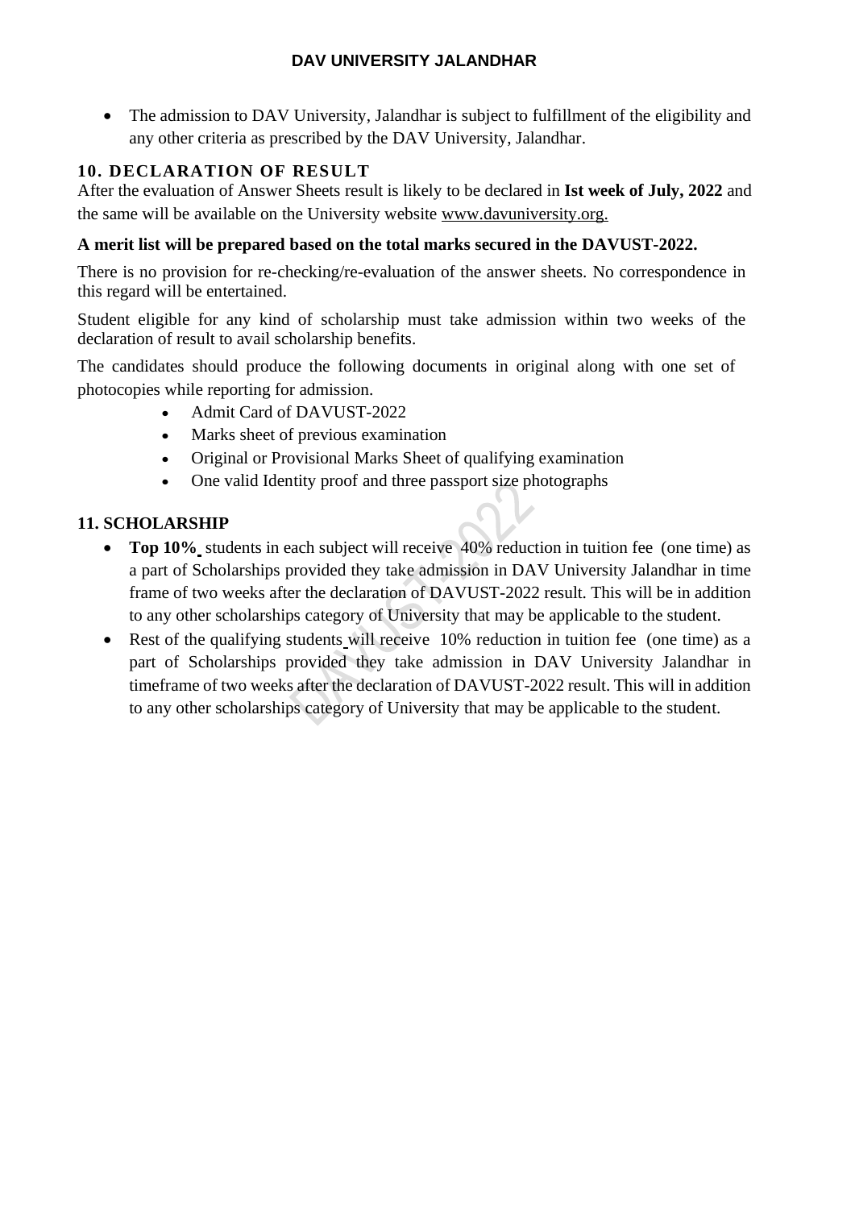- The admission to DAV University, Jalandhar is subject to fulfillment of the eligibility and any other criteria as prescribed by the DAV University, Jalandhar.

## 10. DECLARATION OF RESULT

After the evaluation of Answer Sheets result is likely to be declared in **Ist week of July, 2022** and the same will be available on the University website www.davuniversity.org.

**A merit list will be prepared based on the total marks secured in the DAVUST-2022.**

There is no provision for re-checking/re-evaluation of the answer sheets. No correspondence in this regard will be entertained.

Student eligible for any kind of scholarship must take admission within two weeks of the declaration of result to avail scholarship benefits.

The candidates should produce the following documents in original along with one set of photocopies while reporting for admission.

- Admit Card of DAVUST-2022
- Marks sheet of previous examination
- Original or Provisional Marks Sheet of qualifying examination
- One valid Identity proof and three passport size photographs

## 11. SCHOLARSHIP

- **Top 10%** students in each subject will receive 40% reduction in tuition fee (one time) as a part of Scholarships provided they take admission in DAV University Jalandhar in time frame of two weeks after the declaration of DAVUST-2022 result. This will be in addition to any other scholarships category of University that may be applicable to the student.
- Rest of the qualifying students will receive 10% reduction in tuition fee (one time) as a part of Scholarships provided they take admission in DAV University Jalandhar in timeframe of two weeks after the declaration of DAVUST-2022 result. This will in addition to any other scholarships category of University that may be applicable to the student.